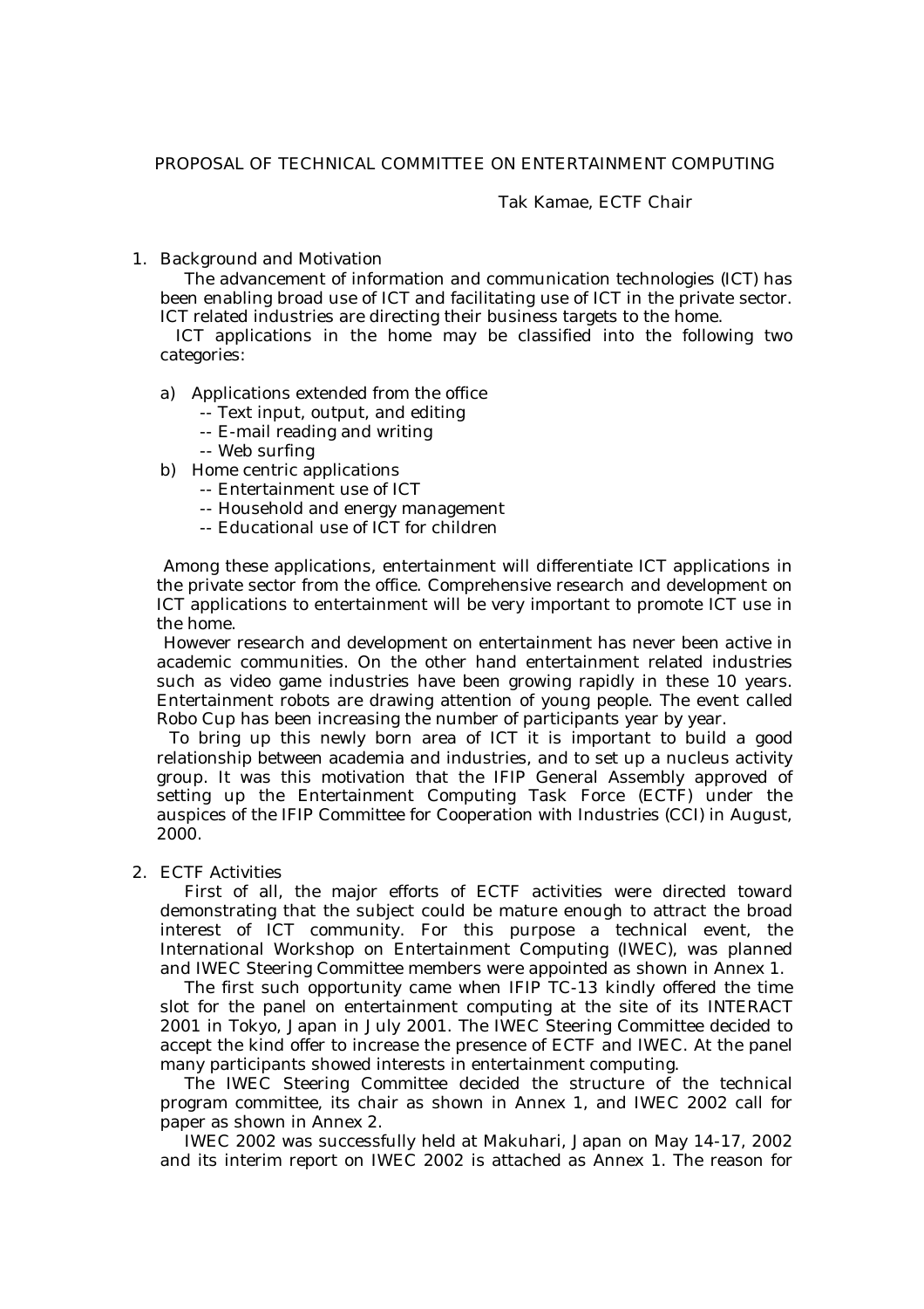# PROPOSAL OF TECHNICAL COMMITTEE ON ENTERTAINMENT COMPUTING

Tak Kamae, ECTF Chair

## 1. Background and Motivation

The advancement of information and communication technologies (ICT) has been enabling broad use of ICT and facilitating use of ICT in the private sector. ICT related industries are directing their business targets to the home.

ICT applications in the home may be classified into the following two categories:

a) Applications extended from the office
   - -- Text input, output, and editing
   - -- E-mail reading and writing
   - -- Web surfing

b) Home centric applications
   - -- Entertainment use of ICT
   - -- Household and energy management
   - -- Educational use of ICT for children

Among these applications, entertainment will differentiate ICT applications in the private sector from the office. Comprehensive research and development on ICT applications to entertainment will be very important to promote ICT use in the home.

However research and development on entertainment has never been active in academic communities. On the other hand entertainment related industries such as video game industries have been growing rapidly in these 10 years. Entertainment robots are drawing attention of young people. The event called Robo Cup has been increasing the number of participants year by year.

To bring up this newly born area of ICT it is important to build a good relationship between academia and industries, and to set up a nucleus activity group. It was this motivation that the IFIP General Assembly approved of setting up the Entertainment Computing Task Force (ECTF) under the auspices of the IFIP Committee for Cooperation with Industries (CCI) in August, 2000.

## 2. ECTF Activities

First of all, the major efforts of ECTF activities were directed toward demonstrating that the subject could be mature enough to attract the broad interest of ICT community. For this purpose a technical event, the International Workshop on Entertainment Computing (IWEC), was planned and IWEC Steering Committee members were appointed as shown in Annex 1.

The first such opportunity came when IFIP TC-13 kindly offered the time slot for the panel on entertainment computing at the site of its INTERACT 2001 in Tokyo, Japan in July 2001. The IWEC Steering Committee decided to accept the kind offer to increase the presence of ECTF and IWEC. At the panel many participants showed interests in entertainment computing.

The IWEC Steering Committee decided the structure of the technical program committee, its chair as shown in Annex 1, and IWEC 2002 call for paper as shown in Annex 2.

IWEC 2002 was successfully held at Makuhari, Japan on May 14-17, 2002 and its interim report on IWEC 2002 is attached as Annex 1. The reason for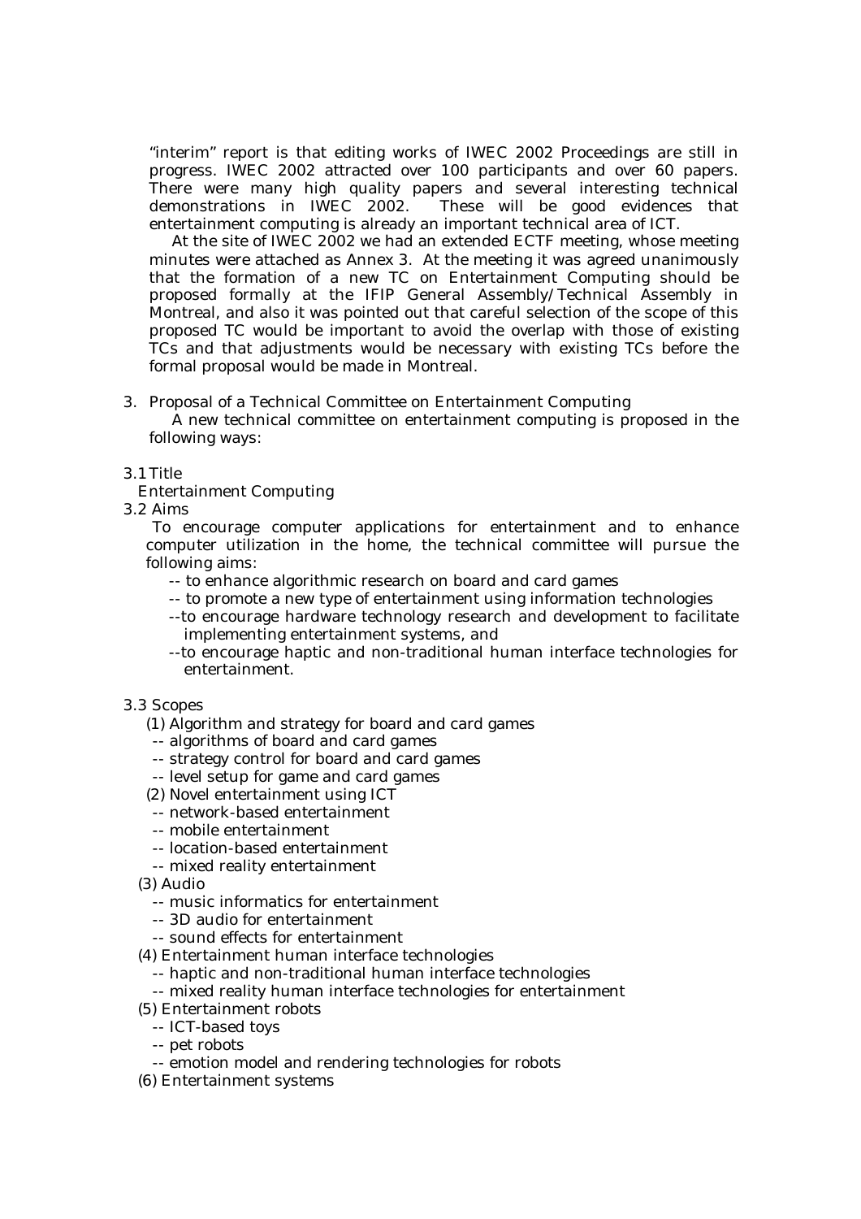"interim" report is that editing works of IWEC 2002 Proceedings are still in progress. IWEC 2002 attracted over 100 participants and over 60 papers. There were many high quality papers and several interesting technical demonstrations in IWEC 2002. These will be good evidences that entertainment computing is already an important technical area of ICT.

At the site of IWEC 2002 we had an extended ECTF meeting, whose meeting minutes were attached as Annex 3. At the meeting it was agreed unanimously that the formation of a new TC on Entertainment Computing should be proposed formally at the IFIP General Assembly/Technical Assembly in Montreal, and also it was pointed out that careful selection of the scope of this proposed TC would be important to avoid the overlap with those of existing TCs and that adjustments would be necessary with existing TCs before the formal proposal would be made in Montreal.

3. Proposal of a Technical Committee on Entertainment Computing

A new technical committee on entertainment computing is proposed in the following ways:

3.1 Title

Entertainment Computing

3.2 Aims

To encourage computer applications for entertainment and to enhance computer utilization in the home, the technical committee will pursue the following aims:

-- to enhance algorithmic research on board and card games
-- to promote a new type of entertainment using information technologies
--to encourage hardware technology research and development to facilitate implementing entertainment systems, and
--to encourage haptic and non-traditional human interface technologies for entertainment.

3.3 Scopes

(1) Algorithm and strategy for board and card games
-- algorithms of board and card games
-- strategy control for board and card games
-- level setup for game and card games

(2) Novel entertainment using ICT
-- network-based entertainment
-- mobile entertainment
-- location-based entertainment
-- mixed reality entertainment

(3) Audio
-- music informatics for entertainment
-- 3D audio for entertainment
-- sound effects for entertainment

(4) Entertainment human interface technologies
-- haptic and non-traditional human interface technologies
-- mixed reality human interface technologies for entertainment

(5) Entertainment robots
-- ICT-based toys
-- pet robots
-- emotion model and rendering technologies for robots

(6) Entertainment systems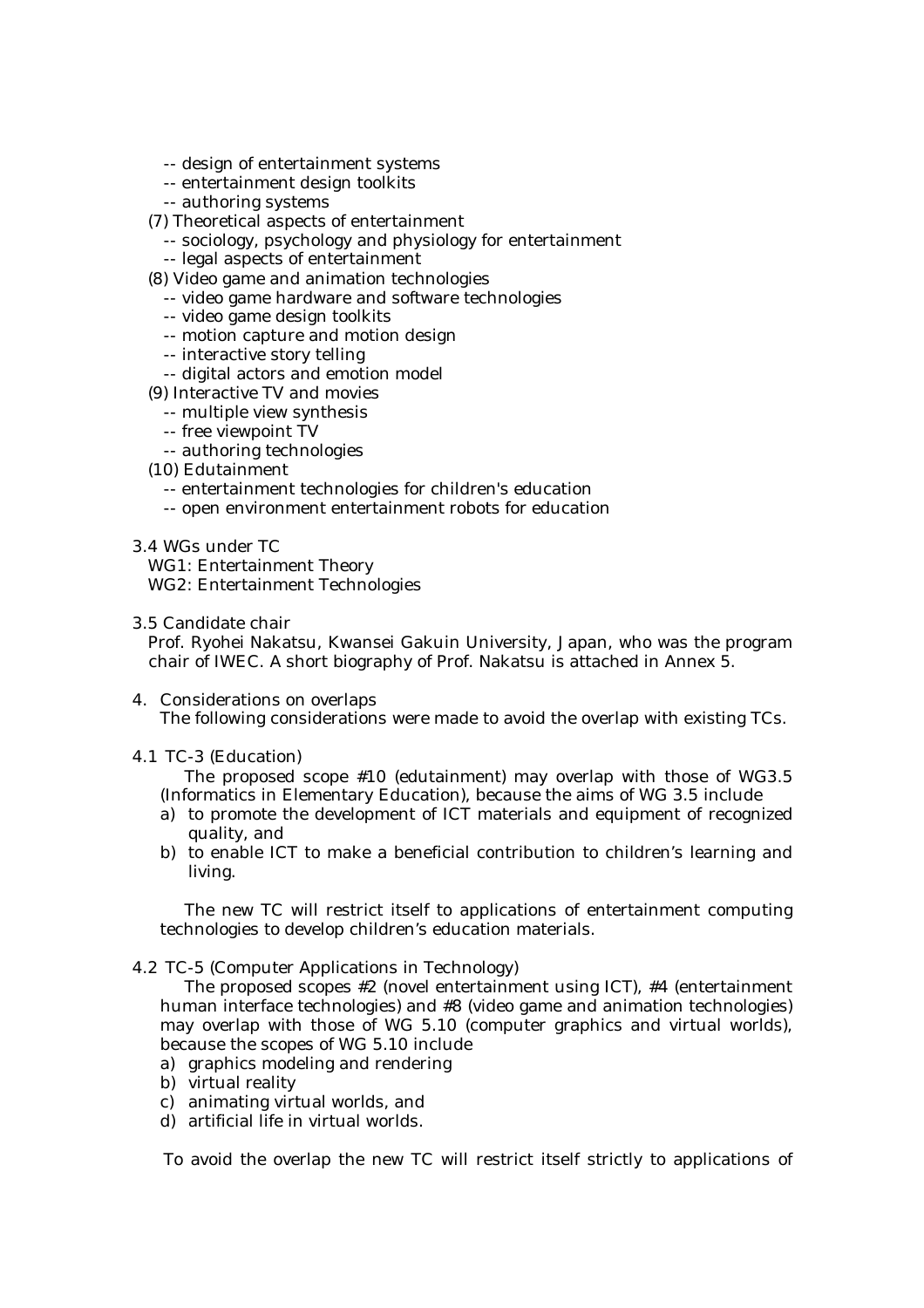-- design of entertainment systems
-- entertainment design toolkits
-- authoring systems

(7) Theoretical aspects of entertainment
-- sociology, psychology and physiology for entertainment
-- legal aspects of entertainment

(8) Video game and animation technologies
-- video game hardware and software technologies
-- video game design toolkits
-- motion capture and motion design
-- interactive story telling
-- digital actors and emotion model

(9) Interactive TV and movies
-- multiple view synthesis
-- free viewpoint TV
-- authoring technologies

(10) Edutainment
-- entertainment technologies for children's education
-- open environment entertainment robots for education

3.4 WGs under TC

WG1: Entertainment Theory
WG2: Entertainment Technologies

3.5 Candidate chair

Prof. Ryohei Nakatsu, Kwansei Gakuin University, Japan, who was the program chair of IWEC. A short biography of Prof. Nakatsu is attached in Annex 5.

4. Considerations on overlaps

The following considerations were made to avoid the overlap with existing TCs.

4.1 TC-3 (Education)

The proposed scope #10 (edutainment) may overlap with those of WG3.5 (Informatics in Elementary Education), because the aims of WG 3.5 include

a) to promote the development of ICT materials and equipment of recognized quality, and
b) to enable ICT to make a beneficial contribution to children's learning and living.

The new TC will restrict itself to applications of entertainment computing technologies to develop children's education materials.

4.2 TC-5 (Computer Applications in Technology)

The proposed scopes #2 (novel entertainment using ICT), #4 (entertainment human interface technologies) and #8 (video game and animation technologies) may overlap with those of WG 5.10 (computer graphics and virtual worlds), because the scopes of WG 5.10 include

a) graphics modeling and rendering
b) virtual reality
c) animating virtual worlds, and
d) artificial life in virtual worlds.

To avoid the overlap the new TC will restrict itself strictly to applications of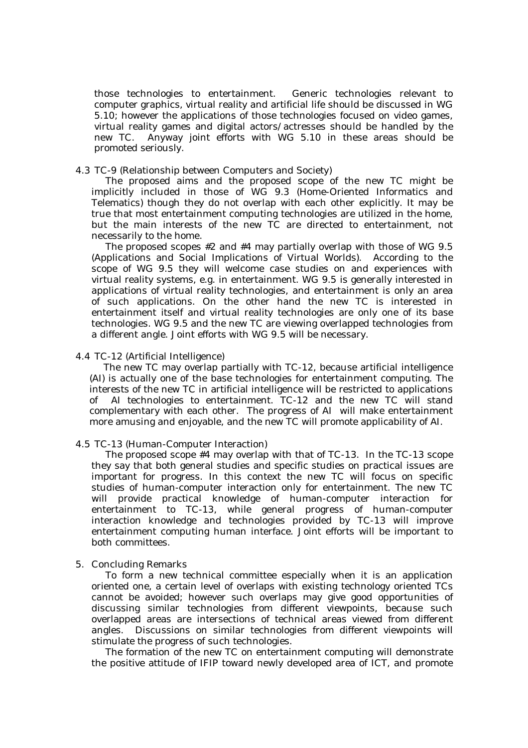those technologies to entertainment. Generic technologies relevant to computer graphics, virtual reality and artificial life should be discussed in WG 5.10; however the applications of those technologies focused on video games, virtual reality games and digital actors/actresses should be handled by the new TC. Anyway joint efforts with WG 5.10 in these areas should be promoted seriously.

### 4.3 TC-9 (Relationship between Computers and Society)

The proposed aims and the proposed scope of the new TC might be implicitly included in those of WG 9.3 (Home-Oriented Informatics and Telematics) though they do not overlap with each other explicitly. It may be true that most entertainment computing technologies are utilized in the home, but the main interests of the new TC are directed to entertainment, not necessarily to the home.

The proposed scopes #2 and #4 may partially overlap with those of WG 9.5 (Applications and Social Implications of Virtual Worlds). According to the scope of WG 9.5 they will welcome case studies on and experiences with virtual reality systems, e.g. in entertainment. WG 9.5 is generally interested in applications of virtual reality technologies, and entertainment is only an area of such applications. On the other hand the new TC is interested in entertainment itself and virtual reality technologies are only one of its base technologies. WG 9.5 and the new TC are viewing overlapped technologies from a different angle. Joint efforts with WG 9.5 will be necessary.

### 4.4 TC-12 (Artificial Intelligence)

The new TC may overlap partially with TC-12, because artificial intelligence (AI) is actually one of the base technologies for entertainment computing. The interests of the new TC in artificial intelligence will be restricted to applications of AI technologies to entertainment. TC-12 and the new TC will stand complementary with each other. The progress of AI will make entertainment more amusing and enjoyable, and the new TC will promote applicability of AI.

### 4.5 TC-13 (Human-Computer Interaction)

The proposed scope #4 may overlap with that of TC-13. In the TC-13 scope they say that both general studies and specific studies on practical issues are important for progress. In this context the new TC will focus on specific studies of human-computer interaction only for entertainment. The new TC will provide practical knowledge of human-computer interaction for entertainment to TC-13, while general progress of human-computer interaction knowledge and technologies provided by TC-13 will improve entertainment computing human interface. Joint efforts will be important to both committees.

## 5. Concluding Remarks

To form a new technical committee especially when it is an application oriented one, a certain level of overlaps with existing technology oriented TCs cannot be avoided; however such overlaps may give good opportunities of discussing similar technologies from different viewpoints, because such overlapped areas are intersections of technical areas viewed from different angles. Discussions on similar technologies from different viewpoints will stimulate the progress of such technologies.

The formation of the new TC on entertainment computing will demonstrate the positive attitude of IFIP toward newly developed area of ICT, and promote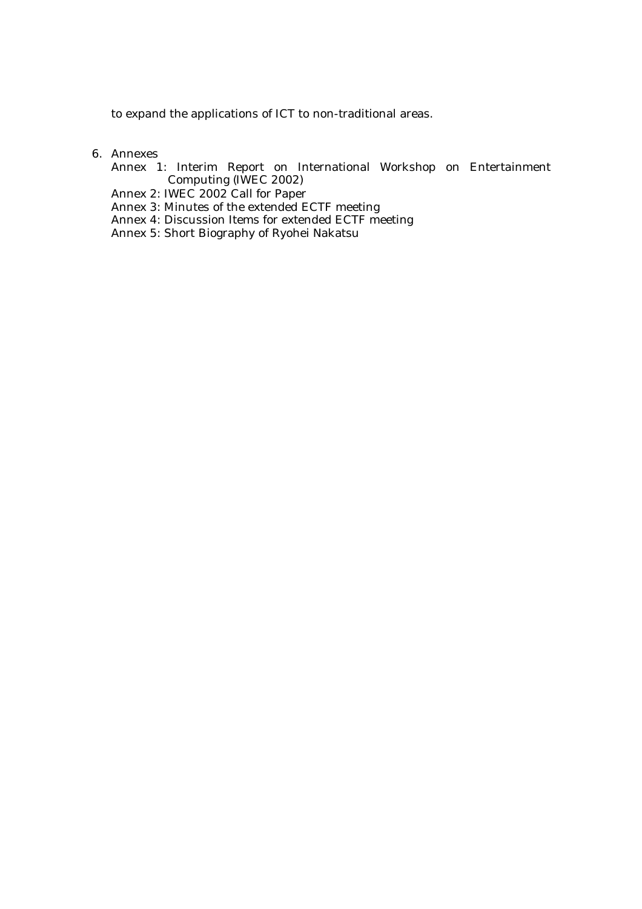to expand the applications of ICT to non-traditional areas.

6. Annexes

   Annex 1: Interim Report on International Workshop on Entertainment Computing (IWEC 2002)

   Annex 2: IWEC 2002 Call for Paper

   Annex 3: Minutes of the extended ECTF meeting

   Annex 4: Discussion Items for extended ECTF meeting

   Annex 5: Short Biography of Ryohei Nakatsu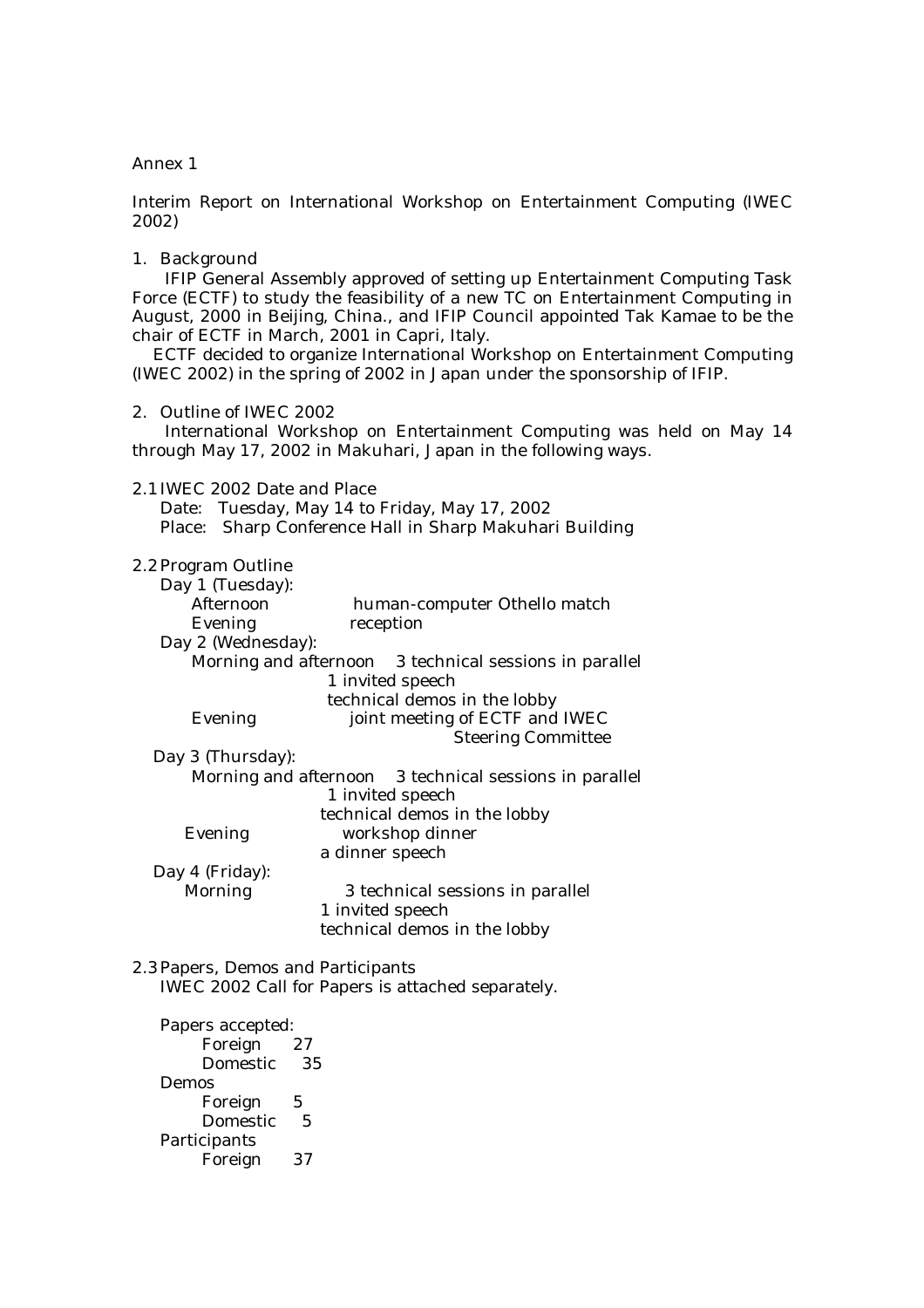Annex 1

Interim Report on International Workshop on Entertainment Computing (IWEC 2002)

## 1. Background

IFIP General Assembly approved of setting up Entertainment Computing Task Force (ECTF) to study the feasibility of a new TC on Entertainment Computing in August, 2000 in Beijing, China., and IFIP Council appointed Tak Kamae to be the chair of ECTF in March, 2001 in Capri, Italy.

ECTF decided to organize International Workshop on Entertainment Computing (IWEC 2002) in the spring of 2002 in Japan under the sponsorship of IFIP.

## 2. Outline of IWEC 2002

International Workshop on Entertainment Computing was held on May 14 through May 17, 2002 in Makuhari, Japan in the following ways.

### 2.1 IWEC 2002 Date and Place

Date: Tuesday, May 14 to Friday, May 17, 2002
Place: Sharp Conference Hall in Sharp Makuhari Building

### 2.2 Program Outline

Day 1 (Tuesday):
- Afternoon: human-computer Othello match
- Evening: reception

Day 2 (Wednesday):
- Morning and afternoon: 3 technical sessions in parallel
  - 1 invited speech
  - technical demos in the lobby
- Evening: joint meeting of ECTF and IWEC Steering Committee

Day 3 (Thursday):
- Morning and afternoon: 3 technical sessions in parallel
  - 1 invited speech
  - technical demos in the lobby
- Evening: workshop dinner
  - a dinner speech

Day 4 (Friday):
- Morning: 3 technical sessions in parallel
  - 1 invited speech
  - technical demos in the lobby

### 2.3 Papers, Demos and Participants

IWEC 2002 Call for Papers is attached separately.

Papers accepted:
- Foreign 27
- Domestic 35

Demos
- Foreign 5
- Domestic 5

Participants
- Foreign 37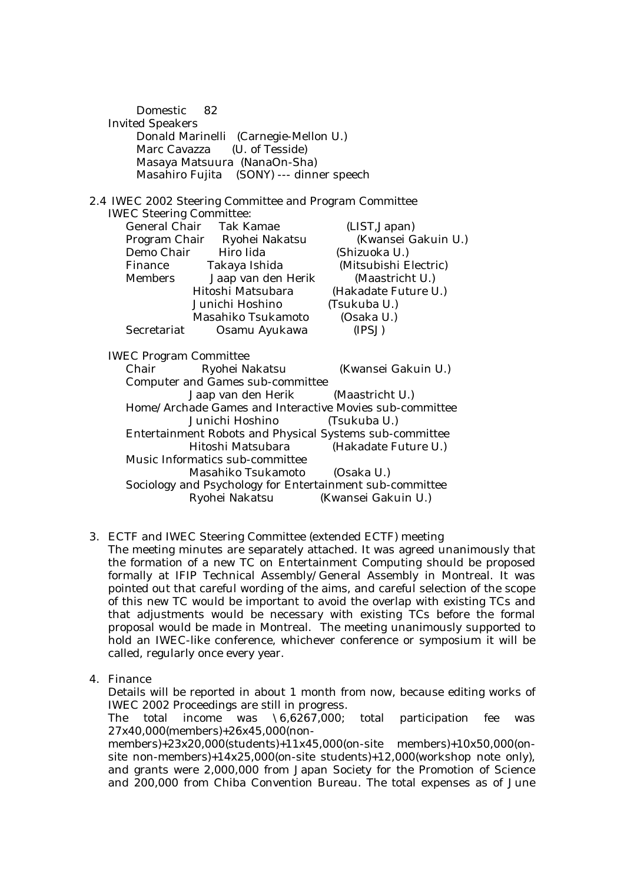Domestic 82

Invited Speakers

- Donald Marinelli (Carnegie-Mellon U.)
- Marc Cavazza (U. of Tesside)
- Masaya Matsuura (NanaOn-Sha)
- Masahiro Fujita (SONY) --- dinner speech

## 2.4 IWEC 2002 Steering Committee and Program Committee

IWEC Steering Committee:

| | | |
|---|---|---|
| General Chair | Tak Kamae | (LIST,Japan) |
| Program Chair | Ryohei Nakatsu | (Kwansei Gakuin U.) |
| Demo Chair | Hiro Iida | (Shizuoka U.) |
| Finance | Takaya Ishida | (Mitsubishi Electric) |
| Members | Jaap van den Herik | (Maastricht U.) |
| | Hitoshi Matsubara | (Hakadate Future U.) |
| | Junichi Hoshino | (Tsukuba U.) |
| | Masahiko Tsukamoto | (Osaka U.) |
| Secretariat | Osamu Ayukawa | (IPSJ) |

IWEC Program Committee

- Chair — Ryohei Nakatsu (Kwansei Gakuin U.)
- Computer and Games sub-committee
  - Jaap van den Herik (Maastricht U.)
- Home/Archade Games and Interactive Movies sub-committee
  - Junichi Hoshino (Tsukuba U.)
- Entertainment Robots and Physical Systems sub-committee
  - Hitoshi Matsubara (Hakadate Future U.)
- Music Informatics sub-committee
  - Masahiko Tsukamoto (Osaka U.)
- Sociology and Psychology for Entertainment sub-committee
  - Ryohei Nakatsu (Kwansei Gakuin U.)

3. ECTF and IWEC Steering Committee (extended ECTF) meeting

   The meeting minutes are separately attached. It was agreed unanimously that the formation of a new TC on Entertainment Computing should be proposed formally at IFIP Technical Assembly/General Assembly in Montreal. It was pointed out that careful wording of the aims, and careful selection of the scope of this new TC would be important to avoid the overlap with existing TCs and that adjustments would be necessary with existing TCs before the formal proposal would be made in Montreal. The meeting unanimously supported to hold an IWEC-like conference, whichever conference or symposium it will be called, regularly once every year.

4. Finance

   Details will be reported in about 1 month from now, because editing works of IWEC 2002 Proceedings are still in progress.

   The total income was \6,6267,000; total participation fee was 27x40,000(members)+26x45,000(non-members)+23x20,000(students)+11x45,000(on-site members)+10x50,000(on-site non-members)+14x25,000(on-site students)+12,000(workshop note only), and grants were 2,000,000 from Japan Society for the Promotion of Science and 200,000 from Chiba Convention Bureau. The total expenses as of June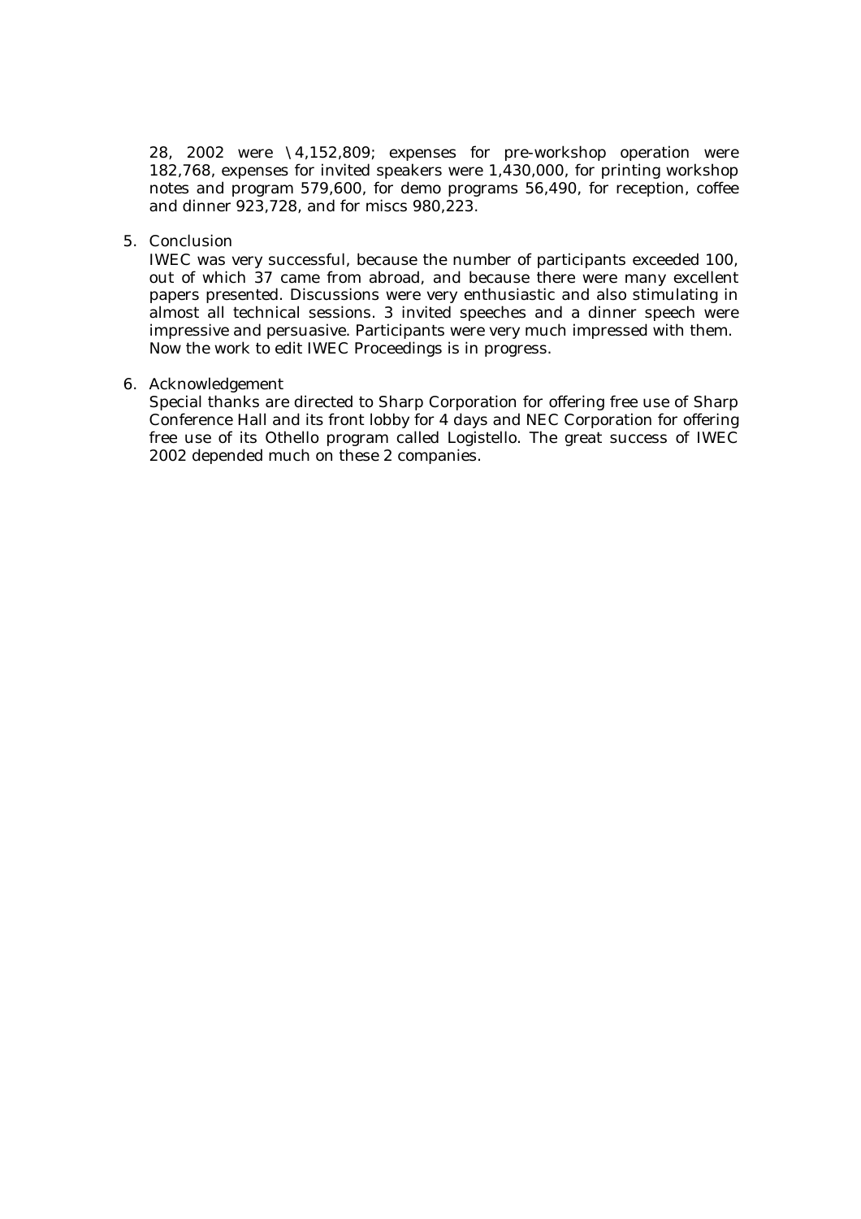28, 2002 were \4,152,809; expenses for pre-workshop operation were 182,768, expenses for invited speakers were 1,430,000, for printing workshop notes and program 579,600, for demo programs 56,490, for reception, coffee and dinner 923,728, and for miscs 980,223.

5. Conclusion

   IWEC was very successful, because the number of participants exceeded 100, out of which 37 came from abroad, and because there were many excellent papers presented. Discussions were very enthusiastic and also stimulating in almost all technical sessions. 3 invited speeches and a dinner speech were impressive and persuasive. Participants were very much impressed with them. Now the work to edit IWEC Proceedings is in progress.

6. Acknowledgement

   Special thanks are directed to Sharp Corporation for offering free use of Sharp Conference Hall and its front lobby for 4 days and NEC Corporation for offering free use of its Othello program called Logistello. The great success of IWEC 2002 depended much on these 2 companies.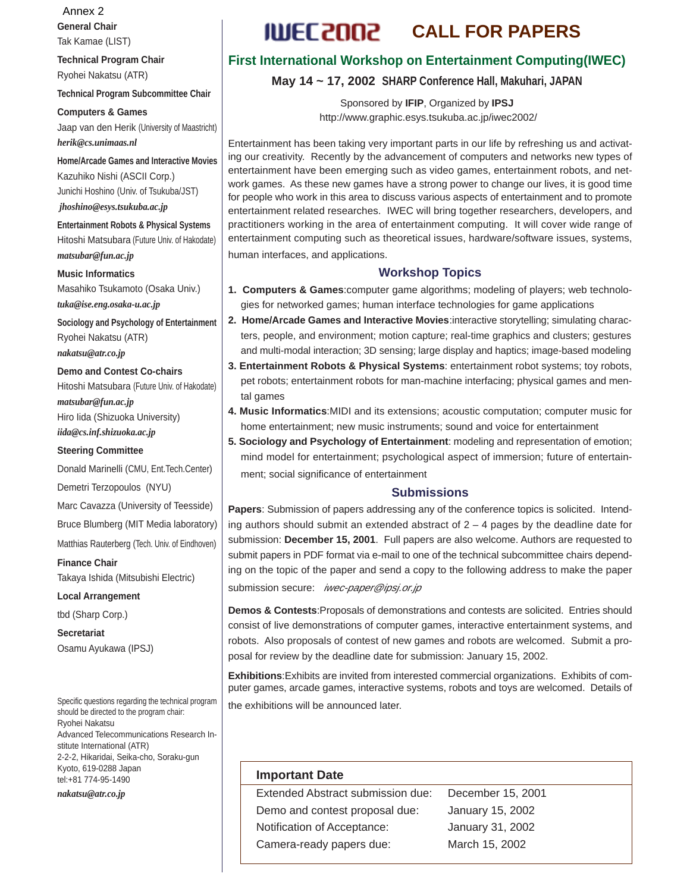Annex 2

# IWEC2002 CALL FOR PAPERS

## First International Workshop on Entertainment Computing(IWEC)

**May 14 ~ 17, 2002 SHARP Conference Hall, Makuhari, JAPAN**

Sponsored by **IFIP**, Organized by **IPSJ**
http://www.graphic.esys.tsukuba.ac.jp/iwec2002/

Entertainment has been taking very important parts in our life by refreshing us and activating our creativity. Recently by the advancement of computers and networks new types of entertainment have been emerging such as video games, entertainment robots, and network games. As these new games have a strong power to change our lives, it is good time for people who work in this area to discuss various aspects of entertainment and to promote entertainment related researches. IWEC will bring together researchers, developers, and practitioners working in the area of entertainment computing. It will cover wide range of entertainment computing such as theoretical issues, hardware/software issues, systems, human interfaces, and applications.

### Workshop Topics

1. **Computers & Games**:computer game algorithms; modeling of players; web technologies for networked games; human interface technologies for game applications
2. **Home/Arcade Games and Interactive Movies**:interactive storytelling; simulating characters, people, and environment; motion capture; real-time graphics and clusters; gestures and multi-modal interaction; 3D sensing; large display and haptics; image-based modeling
3. **Entertainment Robots & Physical Systems**: entertainment robot systems; toy robots, pet robots; entertainment robots for man-machine interfacing; physical games and mental games
4. **Music Informatics**:MIDI and its extensions; acoustic computation; computer music for home entertainment; new music instruments; sound and voice for entertainment
5. **Sociology and Psychology of Entertainment**: modeling and representation of emotion; mind model for entertainment; psychological aspect of immersion; future of entertainment; social significance of entertainment

### Submissions

**Papers**: Submission of papers addressing any of the conference topics is solicited. Intending authors should submit an extended abstract of 2 – 4 pages by the deadline date for submission: **December 15, 2001**. Full papers are also welcome. Authors are requested to submit papers in PDF format via e-mail to one of the technical subcommittee chairs depending on the topic of the paper and send a copy to the following address to make the paper submission secure: *iwec-paper@ipsj.or.jp*

**Demos & Contests**:Proposals of demonstrations and contests are solicited. Entries should consist of live demonstrations of computer games, interactive entertainment systems, and robots. Also proposals of contest of new games and robots are welcomed. Submit a proposal for review by the deadline date for submission: January 15, 2002.

**Exhibitions**:Exhibits are invited from interested commercial organizations. Exhibits of computer games, arcade games, interactive systems, robots and toys are welcomed. Details of the exhibitions will be announced later.

### Important Date

| | |
|---|---|
| Extended Abstract submission due: | December 15, 2001 |
| Demo and contest proposal due: | January 15, 2002 |
| Notification of Acceptance: | January 31, 2002 |
| Camera-ready papers due: | March 15, 2002 |

---

**General Chair**
Tak Kamae (LIST)

**Technical Program Chair**
Ryohei Nakatsu (ATR)

**Technical Program Subcommittee Chair**

**Computers & Games**
Jaap van den Herik (University of Maastricht)
*herik@cs.unimaas.nl*

**Home/Arcade Games and Interactive Movies**
Kazuhiko Nishi (ASCII Corp.)
Junichi Hoshino (Univ. of Tsukuba/JST)
*jhoshino@esys.tsukuba.ac.jp*

**Entertainment Robots & Physical Systems**
Hitoshi Matsubara (Future Univ. of Hakodate)
*matsubar@fun.ac.jp*

**Music Informatics**
Masahiko Tsukamoto (Osaka Univ.)
*tuka@ise.eng.osaka-u.ac.jp*

**Sociology and Psychology of Entertainment**
Ryohei Nakatsu (ATR)
*nakatsu@atr.co.jp*

**Demo and Contest Co-chairs**
Hitoshi Matsubara (Future Univ. of Hakodate)
*matsubar@fun.ac.jp*
Hiro Iida (Shizuoka University)
*iida@cs.inf.shizuoka.ac.jp*

**Steering Committee**
Donald Marinelli (CMU, Ent.Tech.Center)
Demetri Terzopoulos (NYU)
Marc Cavazza (University of Teesside)
Bruce Blumberg (MIT Media laboratory)
Matthias Rauterberg (Tech. Univ. of Eindhoven)

**Finance Chair**
Takaya Ishida (Mitsubishi Electric)

**Local Arrangement**
tbd (Sharp Corp.)

**Secretariat**
Osamu Ayukawa (IPSJ)

Specific questions regarding the technical program should be directed to the program chair:
Ryohei Nakatsu
Advanced Telecommunications Research Institute International (ATR)
2-2-2, Hikaridai, Seika-cho, Soraku-gun
Kyoto, 619-0288 Japan
tel:+81 774-95-1490
*nakatsu@atr.co.jp*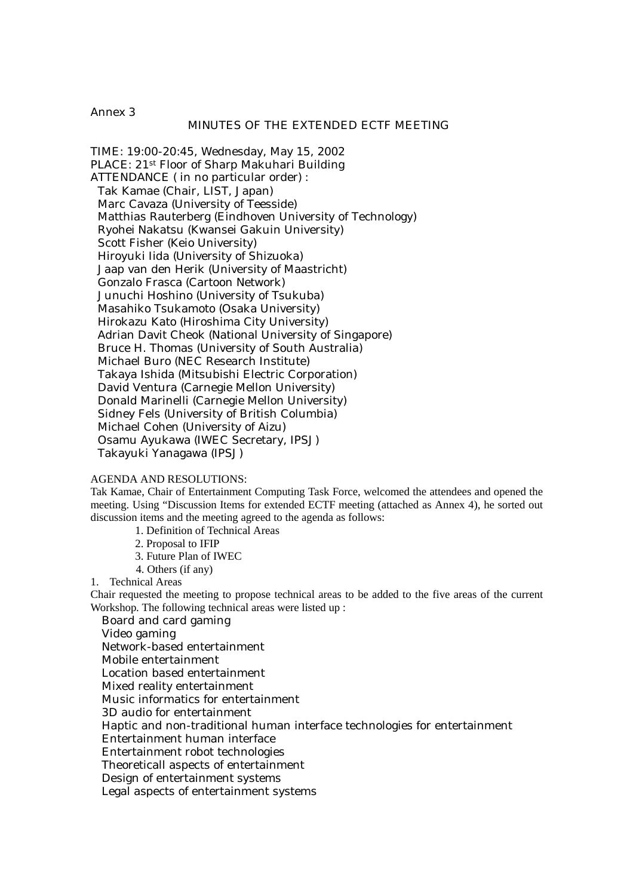Annex 3

# MINUTES OF THE EXTENDED ECTF MEETING

TIME: 19:00-20:45, Wednesday, May 15, 2002
PLACE: 21st Floor of Sharp Makuhari Building
ATTENDANCE ( in no particular order) :

- Tak Kamae (Chair, LIST, Japan)
- Marc Cavaza (University of Teesside)
- Matthias Rauterberg (Eindhoven University of Technology)
- Ryohei Nakatsu (Kwansei Gakuin University)
- Scott Fisher (Keio University)
- Hiroyuki Iida (University of Shizuoka)
- Jaap van den Herik (University of Maastricht)
- Gonzalo Frasca (Cartoon Network)
- Junuchi Hoshino (University of Tsukuba)
- Masahiko Tsukamoto (Osaka University)
- Hirokazu Kato (Hiroshima City University)
- Adrian Davit Cheok (National University of Singapore)
- Bruce H. Thomas (University of South Australia)
- Michael Buro (NEC Research Institute)
- Takaya Ishida (Mitsubishi Electric Corporation)
- David Ventura (Carnegie Mellon University)
- Donald Marinelli (Carnegie Mellon University)
- Sidney Fels (University of British Columbia)
- Michael Cohen (University of Aizu)
- Osamu Ayukawa (IWEC Secretary, IPSJ)
- Takayuki Yanagawa (IPSJ)

AGENDA AND RESOLUTIONS:

Tak Kamae, Chair of Entertainment Computing Task Force, welcomed the attendees and opened the meeting. Using "Discussion Items for extended ECTF meeting (attached as Annex 4), he sorted out discussion items and the meeting agreed to the agenda as follows:

1. Definition of Technical Areas
2. Proposal to IFIP
3. Future Plan of IWEC
4. Others (if any)

1. Technical Areas

Chair requested the meeting to propose technical areas to be added to the five areas of the current Workshop. The following technical areas were listed up :

- Board and card gaming
- Video gaming
- Network-based entertainment
- Mobile entertainment
- Location based entertainment
- Mixed reality entertainment
- Music informatics for entertainment
- 3D audio for entertainment
- Haptic and non-traditional human interface technologies for entertainment
- Entertainment human interface
- Entertainment robot technologies
- Theoreticall aspects of entertainment
- Design of entertainment systems
- Legal aspects of entertainment systems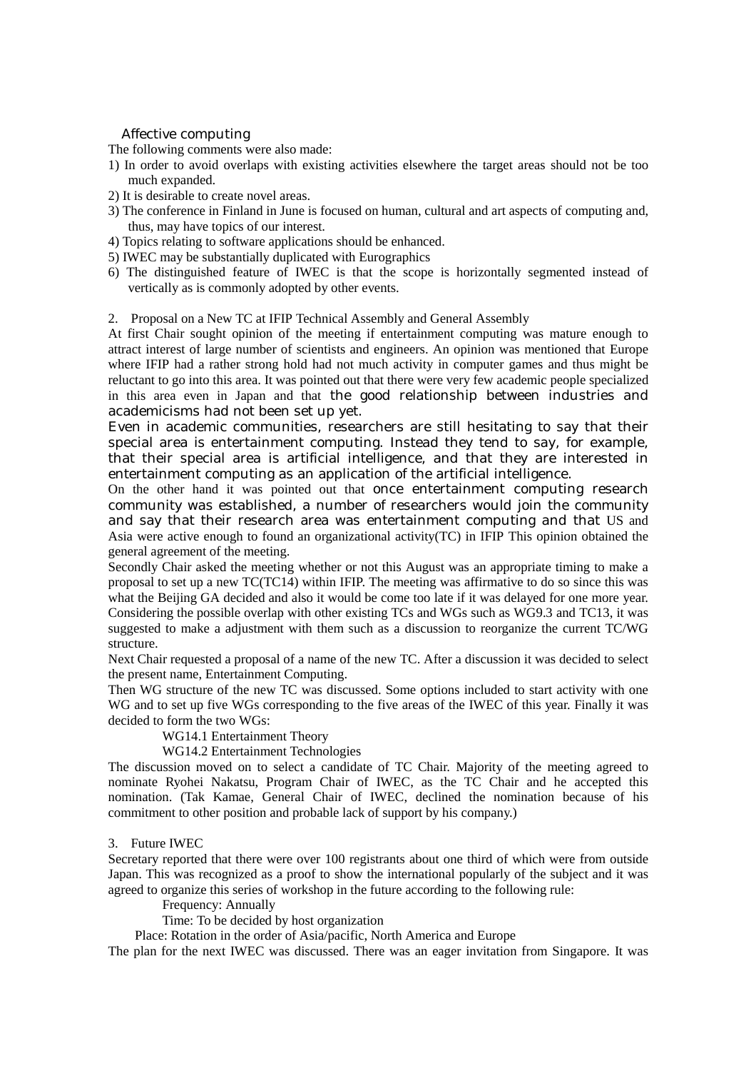Affective computing

The following comments were also made:

1) In order to avoid overlaps with existing activities elsewhere the target areas should not be too much expanded.
2) It is desirable to create novel areas.
3) The conference in Finland in June is focused on human, cultural and art aspects of computing and, thus, may have topics of our interest.
4) Topics relating to software applications should be enhanced.
5) IWEC may be substantially duplicated with Eurographics
6) The distinguished feature of IWEC is that the scope is horizontally segmented instead of vertically as is commonly adopted by other events.

2. Proposal on a New TC at IFIP Technical Assembly and General Assembly

At first Chair sought opinion of the meeting if entertainment computing was mature enough to attract interest of large number of scientists and engineers. An opinion was mentioned that Europe where IFIP had a rather strong hold had not much activity in computer games and thus might be reluctant to go into this area. It was pointed out that there were very few academic people specialized in this area even in Japan and that the good relationship between industries and academicisms had not been set up yet.

Even in academic communities, researchers are still hesitating to say that their special area is entertainment computing. Instead they tend to say, for example, that their special area is artificial intelligence, and that they are interested in entertainment computing as an application of the artificial intelligence.

On the other hand it was pointed out that once entertainment computing research community was established, a number of researchers would join the community and say that their research area was entertainment computing and that US and Asia were active enough to found an organizational activity(TC) in IFIP This opinion obtained the general agreement of the meeting.

Secondly Chair asked the meeting whether or not this August was an appropriate timing to make a proposal to set up a new TC(TC14) within IFIP. The meeting was affirmative to do so since this was what the Beijing GA decided and also it would be come too late if it was delayed for one more year. Considering the possible overlap with other existing TCs and WGs such as WG9.3 and TC13, it was suggested to make a adjustment with them such as a discussion to reorganize the current TC/WG structure.

Next Chair requested a proposal of a name of the new TC. After a discussion it was decided to select the present name, Entertainment Computing.

Then WG structure of the new TC was discussed. Some options included to start activity with one WG and to set up five WGs corresponding to the five areas of the IWEC of this year. Finally it was decided to form the two WGs:

WG14.1 Entertainment Theory

WG14.2 Entertainment Technologies

The discussion moved on to select a candidate of TC Chair. Majority of the meeting agreed to nominate Ryohei Nakatsu, Program Chair of IWEC, as the TC Chair and he accepted this nomination. (Tak Kamae, General Chair of IWEC, declined the nomination because of his commitment to other position and probable lack of support by his company.)

3. Future IWEC

Secretary reported that there were over 100 registrants about one third of which were from outside Japan. This was recognized as a proof to show the international popularly of the subject and it was agreed to organize this series of workshop in the future according to the following rule:

Frequency: Annually

Time: To be decided by host organization

Place: Rotation in the order of Asia/pacific, North America and Europe

The plan for the next IWEC was discussed. There was an eager invitation from Singapore. It was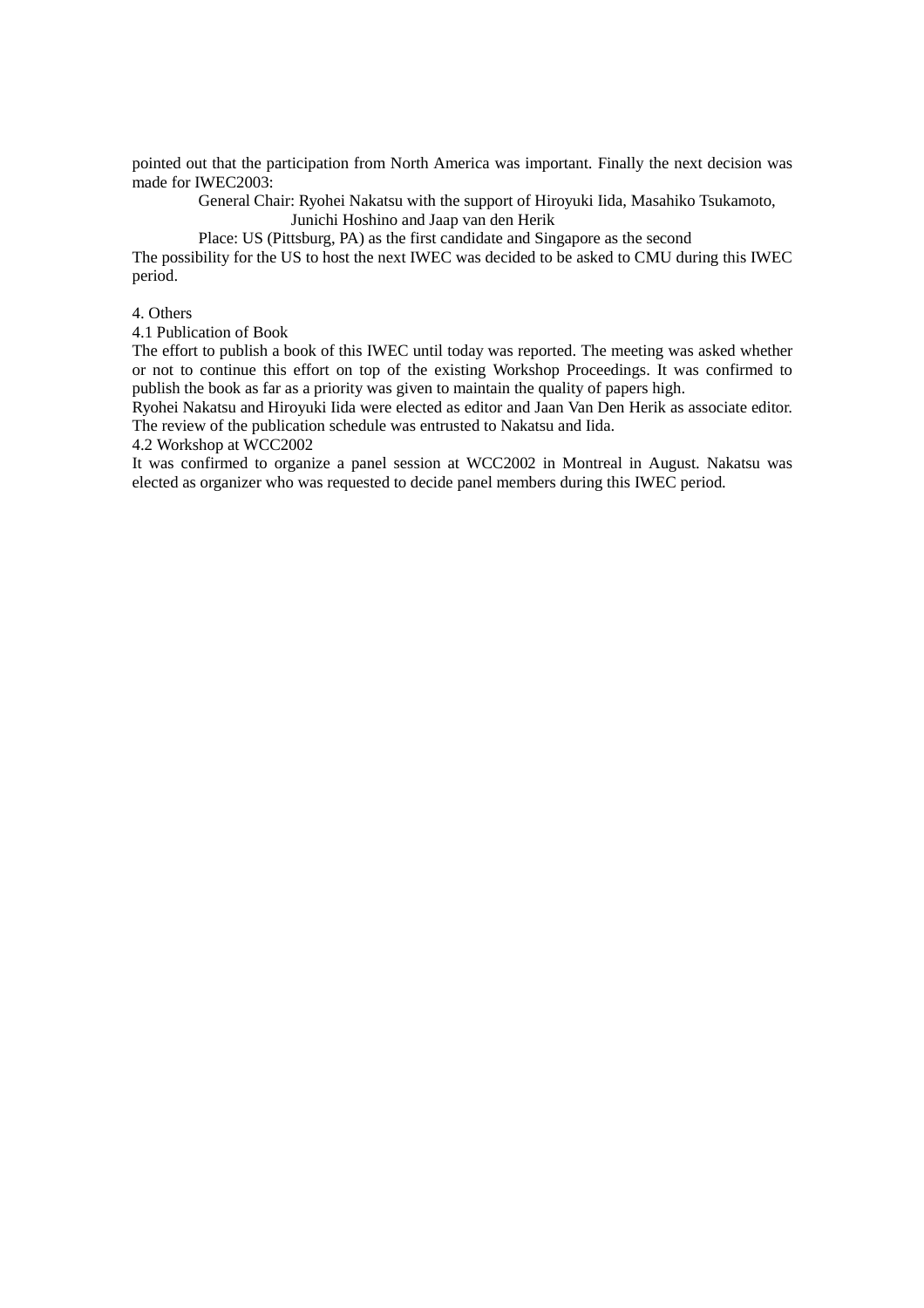pointed out that the participation from North America was important. Finally the next decision was made for IWEC2003:

> General Chair: Ryohei Nakatsu with the support of Hiroyuki Iida, Masahiko Tsukamoto, Junichi Hoshino and Jaap van den Herik
>
> Place: US (Pittsburg, PA) as the first candidate and Singapore as the second

The possibility for the US to host the next IWEC was decided to be asked to CMU during this IWEC period.

4. Others

4.1 Publication of Book

The effort to publish a book of this IWEC until today was reported. The meeting was asked whether or not to continue this effort on top of the existing Workshop Proceedings. It was confirmed to publish the book as far as a priority was given to maintain the quality of papers high.

Ryohei Nakatsu and Hiroyuki Iida were elected as editor and Jaan Van Den Herik as associate editor. The review of the publication schedule was entrusted to Nakatsu and Iida.

4.2 Workshop at WCC2002

It was confirmed to organize a panel session at WCC2002 in Montreal in August. Nakatsu was elected as organizer who was requested to decide panel members during this IWEC period.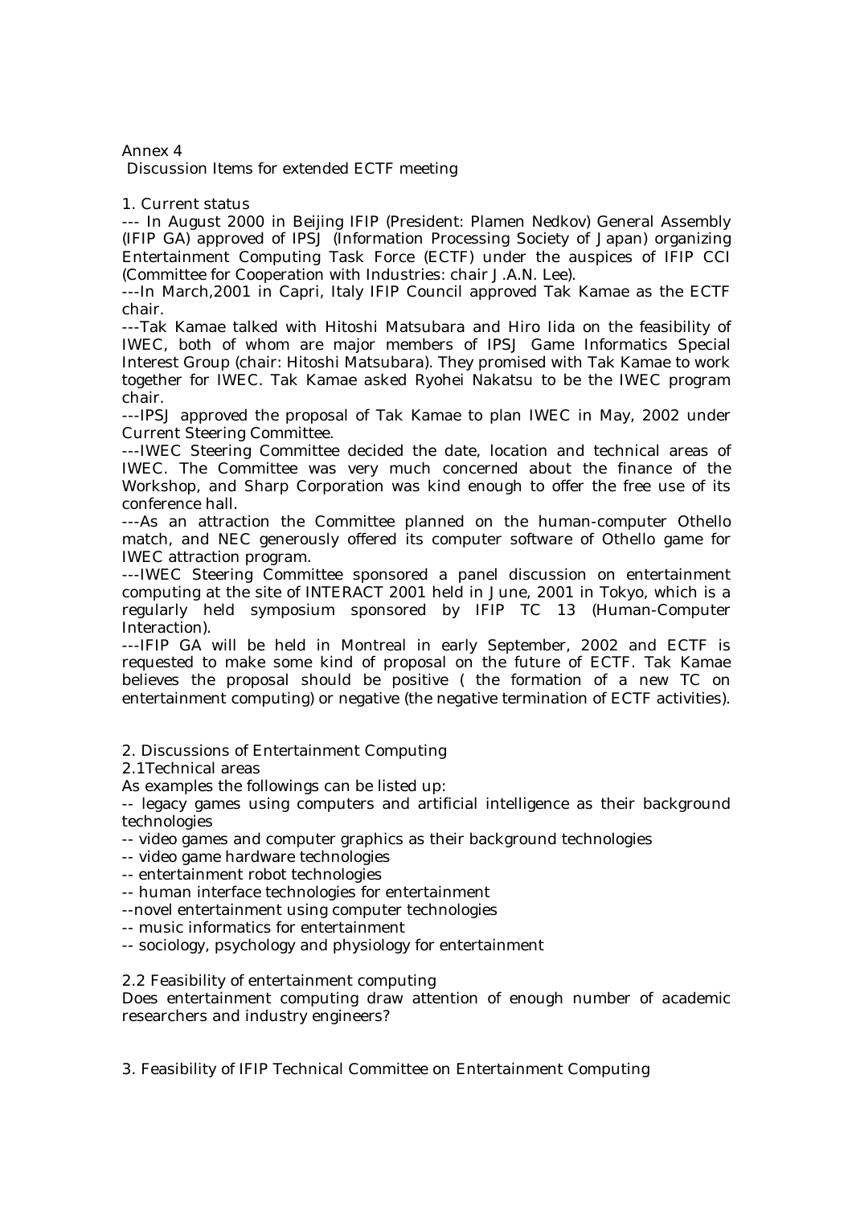Annex 4

Discussion Items for extended ECTF meeting

1. Current status

--- In August 2000 in Beijing IFIP (President: Plamen Nedkov) General Assembly (IFIP GA) approved of IPSJ (Information Processing Society of Japan) organizing Entertainment Computing Task Force (ECTF) under the auspices of IFIP CCI (Committee for Cooperation with Industries: chair J.A.N. Lee).

---In March,2001 in Capri, Italy IFIP Council approved Tak Kamae as the ECTF chair.

---Tak Kamae talked with Hitoshi Matsubara and Hiro Iida on the feasibility of IWEC, both of whom are major members of IPSJ Game Informatics Special Interest Group (chair: Hitoshi Matsubara). They promised with Tak Kamae to work together for IWEC. Tak Kamae asked Ryohei Nakatsu to be the IWEC program chair.

---IPSJ approved the proposal of Tak Kamae to plan IWEC in May, 2002 under Current Steering Committee.

---IWEC Steering Committee decided the date, location and technical areas of IWEC. The Committee was very much concerned about the finance of the Workshop, and Sharp Corporation was kind enough to offer the free use of its conference hall.

---As an attraction the Committee planned on the human-computer Othello match, and NEC generously offered its computer software of Othello game for IWEC attraction program.

---IWEC Steering Committee sponsored a panel discussion on entertainment computing at the site of INTERACT 2001 held in June, 2001 in Tokyo, which is a regularly held symposium sponsored by IFIP TC 13 (Human-Computer Interaction).

---IFIP GA will be held in Montreal in early September, 2002 and ECTF is requested to make some kind of proposal on the future of ECTF. Tak Kamae believes the proposal should be positive ( the formation of a new TC on entertainment computing) or negative (the negative termination of ECTF activities).

2. Discussions of Entertainment Computing

2.1Technical areas

As examples the followings can be listed up:

-- legacy games using computers and artificial intelligence as their background technologies

-- video games and computer graphics as their background technologies

-- video game hardware technologies

-- entertainment robot technologies

-- human interface technologies for entertainment

--novel entertainment using computer technologies

-- music informatics for entertainment

-- sociology, psychology and physiology for entertainment

2.2 Feasibility of entertainment computing

Does entertainment computing draw attention of enough number of academic researchers and industry engineers?

3. Feasibility of IFIP Technical Committee on Entertainment Computing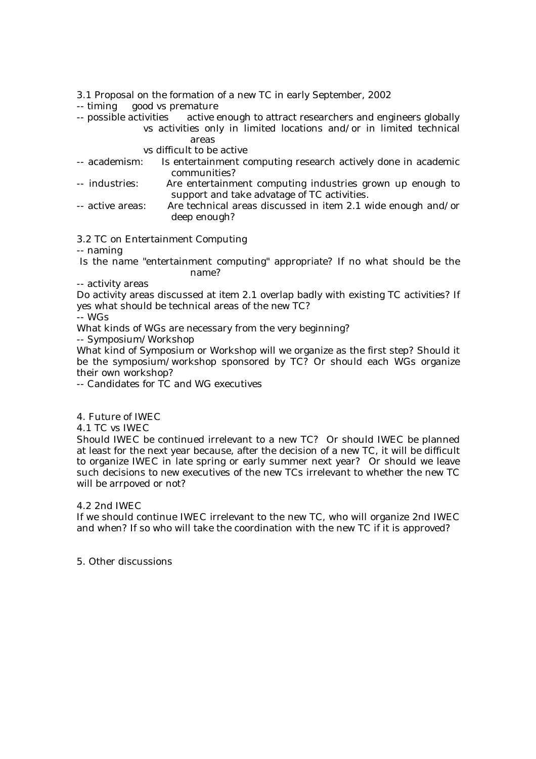3.1 Proposal on the formation of a new TC in early September, 2002

-- timing  good vs premature

-- possible activities  active enough to attract researchers and engineers globally
vs activities only in limited locations and/or in limited technical areas
vs difficult to be active

-- academism:  Is entertainment computing research actively done in academic communities?

-- industries:  Are entertainment computing industries grown up enough to support and take advatage of TC activities.

-- active areas:  Are technical areas discussed in item 2.1 wide enough and/or deep enough?

3.2 TC on Entertainment Computing

-- naming

Is the name "entertainment computing" appropriate? If no what should be the name?

-- activity areas

Do activity areas discussed at item 2.1 overlap badly with existing TC activities? If yes what should be technical areas of the new TC?

-- WGs

What kinds of WGs are necessary from the very beginning?

-- Symposium/Workshop

What kind of Symposium or Workshop will we organize as the first step? Should it be the symposium/workshop sponsored by TC? Or should each WGs organize their own workshop?

-- Candidates for TC and WG executives

4. Future of IWEC

4.1 TC vs IWEC

Should IWEC be continued irrelevant to a new TC? Or should IWEC be planned at least for the next year because, after the decision of a new TC, it will be difficult to organize IWEC in late spring or early summer next year? Or should we leave such decisions to new executives of the new TCs irrelevant to whether the new TC will be arrpoved or not?

4.2 2nd IWEC

If we should continue IWEC irrelevant to the new TC, who will organize 2nd IWEC and when? If so who will take the coordination with the new TC if it is approved?

5. Other discussions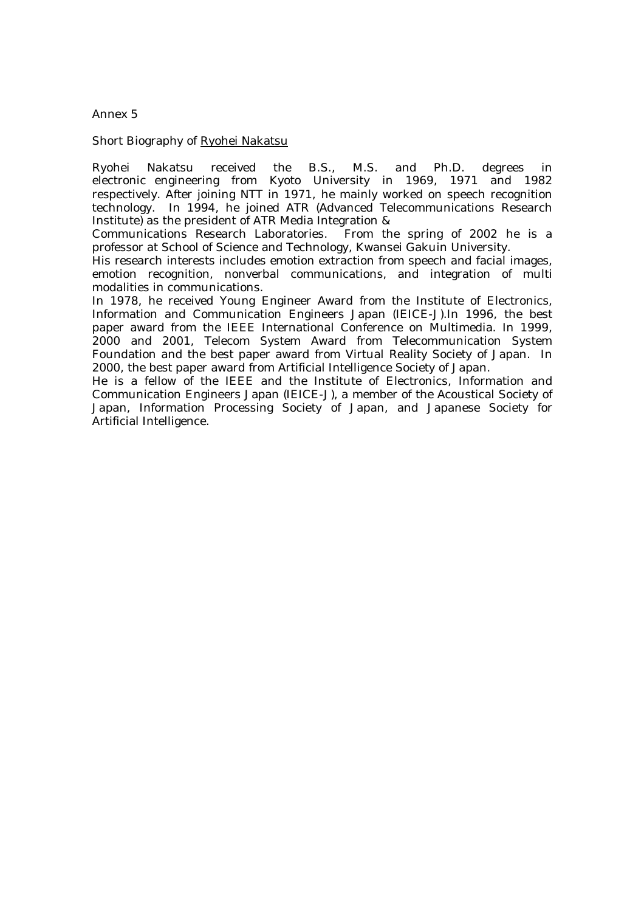Annex 5

Short Biography of <u>Ryohei Nakatsu</u>

Ryohei Nakatsu received the B.S., M.S. and Ph.D. degrees in electronic engineering from Kyoto University in 1969, 1971 and 1982 respectively. After joining NTT in 1971, he mainly worked on speech recognition technology. In 1994, he joined ATR (Advanced Telecommunications Research Institute) as the president of ATR Media Integration & Communications Research Laboratories. From the spring of 2002 he is a professor at School of Science and Technology, Kwansei Gakuin University.

His research interests includes emotion extraction from speech and facial images, emotion recognition, nonverbal communications, and integration of multi modalities in communications.

In 1978, he received Young Engineer Award from the Institute of Electronics, Information and Communication Engineers Japan (IEICE-J).In 1996, the best paper award from the IEEE International Conference on Multimedia. In 1999, 2000 and 2001, Telecom System Award from Telecommunication System Foundation and the best paper award from Virtual Reality Society of Japan. In 2000, the best paper award from Artificial Intelligence Society of Japan.

He is a fellow of the IEEE and the Institute of Electronics, Information and Communication Engineers Japan (IEICE-J), a member of the Acoustical Society of Japan, Information Processing Society of Japan, and Japanese Society for Artificial Intelligence.